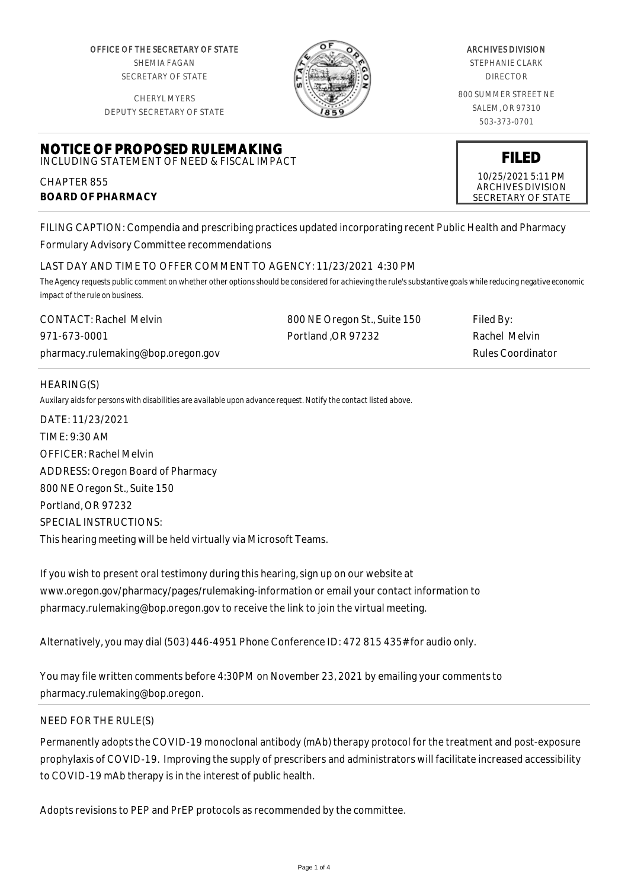OFFICE OF THE SECRETARY OF STATE
SHEMIA FAGAN
SECRETARY OF STATE

CHERYL MYERS
DEPUTY SECRETARY OF STATE

ARCHIVES DIVISION
STEPHANIE CLARK
DIRECTOR

800 SUMMER STREET NE
SALEM, OR 97310
503-373-0701

# NOTICE OF PROPOSED RULEMAKING

INCLUDING STATEMENT OF NEED & FISCAL IMPACT

CHAPTER 855
**BOARD OF PHARMACY**

**FILED**
10/25/2021 5:11 PM
ARCHIVES DIVISION
SECRETARY OF STATE

FILING CAPTION: Compendia and prescribing practices updated incorporating recent Public Health and Pharmacy Formulary Advisory Committee recommendations

LAST DAY AND TIME TO OFFER COMMENT TO AGENCY: 11/23/2021 4:30 PM

*The Agency requests public comment on whether other options should be considered for achieving the rule's substantive goals while reducing negative economic impact of the rule on business.*

| CONTACT: Rachel Melvin | 800 NE Oregon St., Suite 150 | Filed By: |
|---|---|---|
| 971-673-0001 | Portland ,OR 97232 | Rachel Melvin |
| pharmacy.rulemaking@bop.oregon.gov | | Rules Coordinator |

HEARING(S)

*Auxilary aids for persons with disabilities are available upon advance request. Notify the contact listed above.*

DATE: 11/23/2021
TIME: 9:30 AM
OFFICER: Rachel Melvin
ADDRESS: Oregon Board of Pharmacy
800 NE Oregon St., Suite 150
Portland, OR 97232
SPECIAL INSTRUCTIONS:
This hearing meeting will be held virtually via Microsoft Teams.

If you wish to present oral testimony during this hearing, sign up on our website at www.oregon.gov/pharmacy/pages/rulemaking-information or email your contact information to pharmacy.rulemaking@bop.oregon.gov to receive the link to join the virtual meeting.

Alternatively, you may dial (503) 446-4951 Phone Conference ID: 472 815 435# for audio only.

You may file written comments before 4:30PM on November 23, 2021 by emailing your comments to pharmacy.rulemaking@bop.oregon.

NEED FOR THE RULE(S)

Permanently adopts the COVID-19 monoclonal antibody (mAb) therapy protocol for the treatment and post-exposure prophylaxis of COVID-19. Improving the supply of prescribers and administrators will facilitate increased accessibility to COVID-19 mAb therapy is in the interest of public health.

Adopts revisions to PEP and PrEP protocols as recommended by the committee.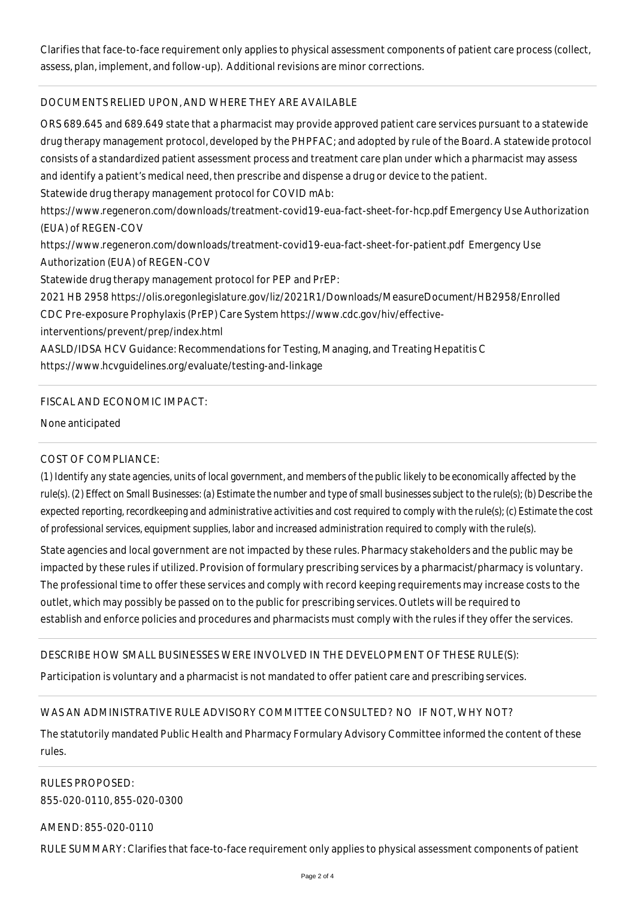Clarifies that face-to-face requirement only applies to physical assessment components of patient care process (collect, assess, plan, implement, and follow-up). Additional revisions are minor corrections.

DOCUMENTS RELIED UPON, AND WHERE THEY ARE AVAILABLE

ORS 689.645 and 689.649 state that a pharmacist may provide approved patient care services pursuant to a statewide drug therapy management protocol, developed by the PHPFAC; and adopted by rule of the Board. A statewide protocol consists of a standardized patient assessment process and treatment care plan under which a pharmacist may assess and identify a patient's medical need, then prescribe and dispense a drug or device to the patient.

Statewide drug therapy management protocol for COVID mAb:

https://www.regeneron.com/downloads/treatment-covid19-eua-fact-sheet-for-hcp.pdf Emergency Use Authorization (EUA) of REGEN-COV

https://www.regeneron.com/downloads/treatment-covid19-eua-fact-sheet-for-patient.pdf Emergency Use Authorization (EUA) of REGEN-COV

Statewide drug therapy management protocol for PEP and PrEP:

2021 HB 2958 https://olis.oregonlegislature.gov/liz/2021R1/Downloads/MeasureDocument/HB2958/Enrolled

CDC Pre-exposure Prophylaxis (PrEP) Care System https://www.cdc.gov/hiv/effective-interventions/prevent/prep/index.html

AASLD/IDSA HCV Guidance: Recommendations for Testing, Managing, and Treating Hepatitis C https://www.hcvguidelines.org/evaluate/testing-and-linkage

FISCAL AND ECONOMIC IMPACT:

None anticipated

COST OF COMPLIANCE:

*(1) Identify any state agencies, units of local government, and members of the public likely to be economically affected by the rule(s). (2) Effect on Small Businesses: (a) Estimate the number and type of small businesses subject to the rule(s); (b) Describe the expected reporting, recordkeeping and administrative activities and cost required to comply with the rule(s); (c) Estimate the cost of professional services, equipment supplies, labor and increased administration required to comply with the rule(s).*

State agencies and local government are not impacted by these rules. Pharmacy stakeholders and the public may be impacted by these rules if utilized. Provision of formulary prescribing services by a pharmacist/pharmacy is voluntary. The professional time to offer these services and comply with record keeping requirements may increase costs to the outlet, which may possibly be passed on to the public for prescribing services. Outlets will be required to establish and enforce policies and procedures and pharmacists must comply with the rules if they offer the services.

DESCRIBE HOW SMALL BUSINESSES WERE INVOLVED IN THE DEVELOPMENT OF THESE RULE(S):

Participation is voluntary and a pharmacist is not mandated to offer patient care and prescribing services.

WAS AN ADMINISTRATIVE RULE ADVISORY COMMITTEE CONSULTED? NO IF NOT, WHY NOT?

The statutorily mandated Public Health and Pharmacy Formulary Advisory Committee informed the content of these rules.

RULES PROPOSED:

855-020-0110, 855-020-0300

AMEND: 855-020-0110

RULE SUMMARY: Clarifies that face-to-face requirement only applies to physical assessment components of patient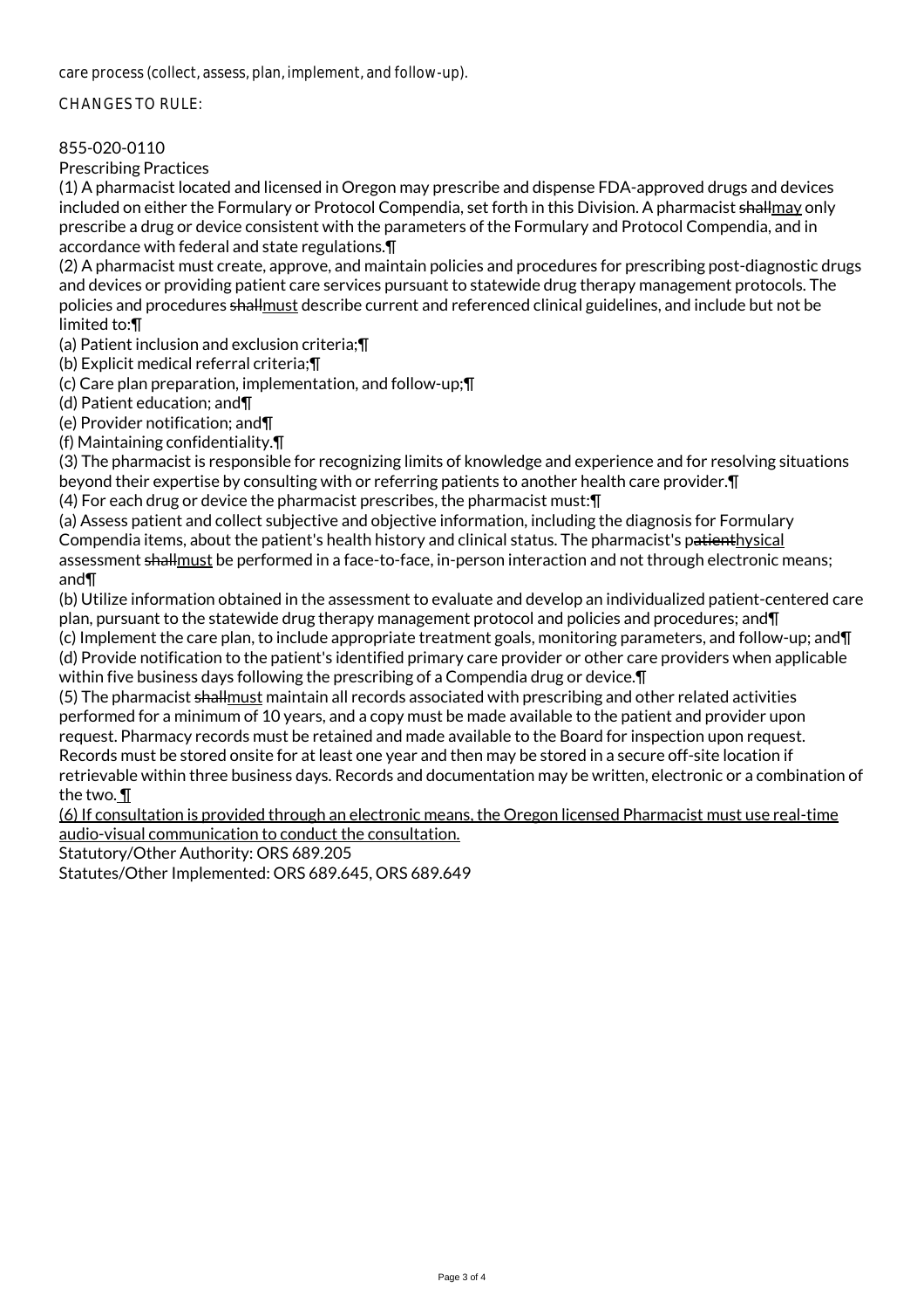care process (collect, assess, plan, implement, and follow-up).

CHANGES TO RULE:

855-020-0110
Prescribing Practices

(1) A pharmacist located and licensed in Oregon may prescribe and dispense FDA-approved drugs and devices included on either the Formulary or Protocol Compendia, set forth in this Division. A pharmacist ~~shall~~may only prescribe a drug or device consistent with the parameters of the Formulary and Protocol Compendia, and in accordance with federal and state regulations.¶

(2) A pharmacist must create, approve, and maintain policies and procedures for prescribing post-diagnostic drugs and devices or providing patient care services pursuant to statewide drug therapy management protocols. The policies and procedures ~~shall~~must describe current and referenced clinical guidelines, and include but not be limited to:¶

(a) Patient inclusion and exclusion criteria;¶

(b) Explicit medical referral criteria;¶

(c) Care plan preparation, implementation, and follow-up;¶

(d) Patient education; and¶

(e) Provider notification; and¶

(f) Maintaining confidentiality.¶

(3) The pharmacist is responsible for recognizing limits of knowledge and experience and for resolving situations beyond their expertise by consulting with or referring patients to another health care provider.¶

(4) For each drug or device the pharmacist prescribes, the pharmacist must:¶

(a) Assess patient and collect subjective and objective information, including the diagnosis for Formulary Compendia items, about the patient's health history and clinical status. The pharmacist's p~~atient~~hysical assessment ~~shall~~must be performed in a face-to-face, in-person interaction and not through electronic means; and¶

(b) Utilize information obtained in the assessment to evaluate and develop an individualized patient-centered care plan, pursuant to the statewide drug therapy management protocol and policies and procedures; and¶

(c) Implement the care plan, to include appropriate treatment goals, monitoring parameters, and follow-up; and¶

(d) Provide notification to the patient's identified primary care provider or other care providers when applicable within five business days following the prescribing of a Compendia drug or device.¶

(5) The pharmacist ~~shall~~must maintain all records associated with prescribing and other related activities performed for a minimum of 10 years, and a copy must be made available to the patient and provider upon request. Pharmacy records must be retained and made available to the Board for inspection upon request. Records must be stored onsite for at least one year and then may be stored in a secure off-site location if retrievable within three business days. Records and documentation may be written, electronic or a combination of the two. ¶

(6) If consultation is provided through an electronic means, the Oregon licensed Pharmacist must use real-time audio-visual communication to conduct the consultation.

Statutory/Other Authority: ORS 689.205
Statutes/Other Implemented: ORS 689.645, ORS 689.649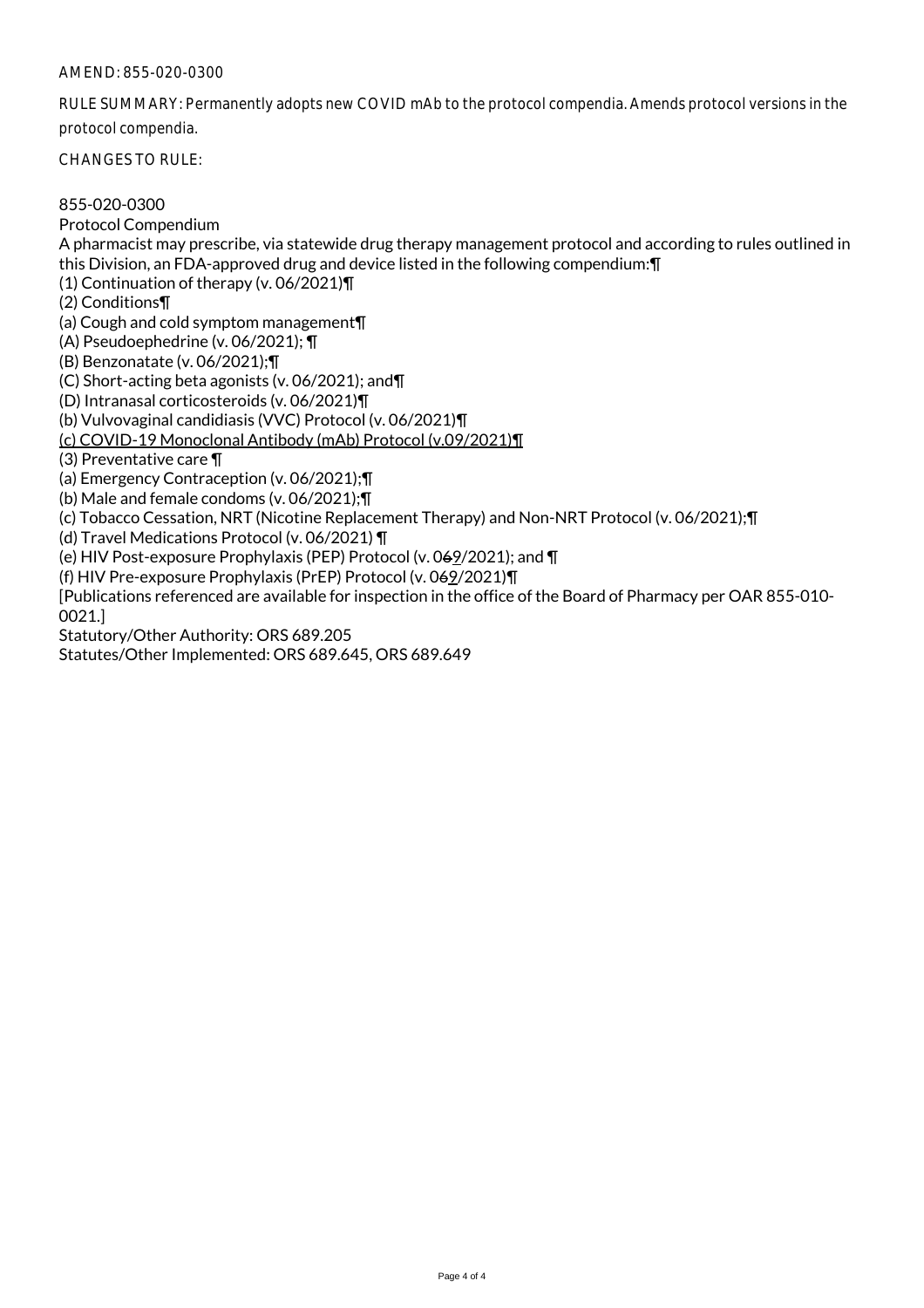AMEND: 855-020-0300

RULE SUMMARY: Permanently adopts new COVID mAb to the protocol compendia. Amends protocol versions in the protocol compendia.

CHANGES TO RULE:

855-020-0300
Protocol Compendium
A pharmacist may prescribe, via statewide drug therapy management protocol and according to rules outlined in this Division, an FDA-approved drug and device listed in the following compendium:¶
(1) Continuation of therapy (v. 06/2021)¶
(2) Conditions¶
(a) Cough and cold symptom management¶
(A) Pseudoephedrine (v. 06/2021); ¶
(B) Benzonatate (v. 06/2021);¶
(C) Short-acting beta agonists (v. 06/2021); and¶
(D) Intranasal corticosteroids (v. 06/2021)¶
(b) Vulvovaginal candidiasis (VVC) Protocol (v. 06/2021)¶
(c) COVID-19 Monoclonal Antibody (mAb) Protocol (v.09/2021)¶
(3) Preventative care ¶
(a) Emergency Contraception (v. 06/2021);¶
(b) Male and female condoms (v. 06/2021);¶
(c) Tobacco Cessation, NRT (Nicotine Replacement Therapy) and Non-NRT Protocol (v. 06/2021);¶
(d) Travel Medications Protocol (v. 06/2021) ¶
(e) HIV Post-exposure Prophylaxis (PEP) Protocol (v. 0~~6~~9/2021); and ¶
(f) HIV Pre-exposure Prophylaxis (PrEP) Protocol (v. 0~~6~~9/2021)¶
[Publications referenced are available for inspection in the office of the Board of Pharmacy per OAR 855-010-0021.]
Statutory/Other Authority: ORS 689.205
Statutes/Other Implemented: ORS 689.645, ORS 689.649